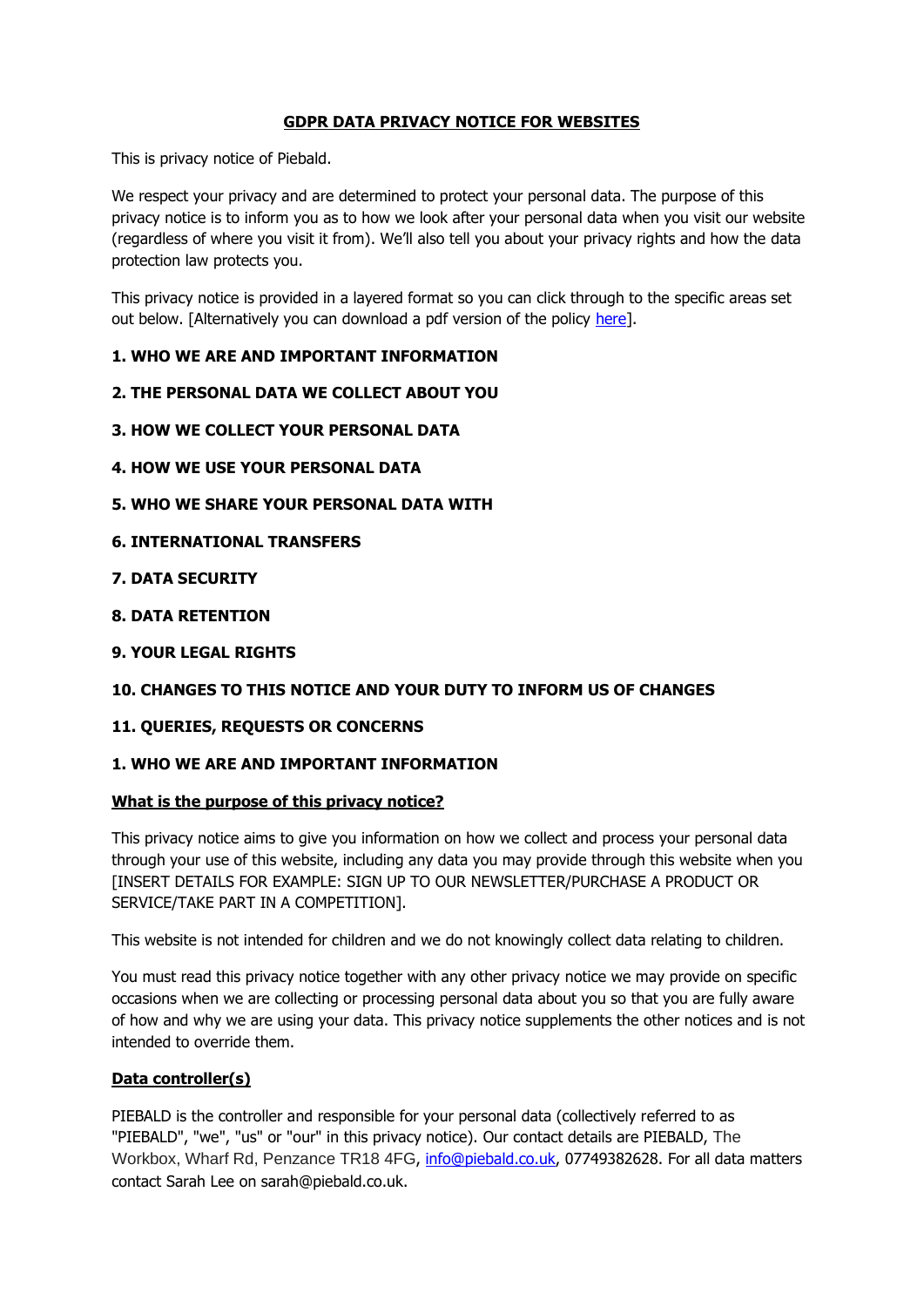# GDPR DATA PRIVACY NOTICE FOR WEBSITES

This is privacy notice of Piebald.

We respect your privacy and are determined to protect your personal data. The purpose of this privacy notice is to inform you as to how we look after your personal data when you visit our website (regardless of where you visit it from). We'll also tell you about your privacy rights and how the data protection law protects you.

This privacy notice is provided in a layered format so you can click through to the specific areas set out below. [Alternatively you can download a pdf version of the policy here].

**1. WHO WE ARE AND IMPORTANT INFORMATION**

**2. THE PERSONAL DATA WE COLLECT ABOUT YOU**

**3. HOW WE COLLECT YOUR PERSONAL DATA**

**4. HOW WE USE YOUR PERSONAL DATA**

**5. WHO WE SHARE YOUR PERSONAL DATA WITH**

**6. INTERNATIONAL TRANSFERS**

**7. DATA SECURITY**

**8. DATA RETENTION**

**9. YOUR LEGAL RIGHTS**

**10. CHANGES TO THIS NOTICE AND YOUR DUTY TO INFORM US OF CHANGES**

**11. QUERIES, REQUESTS OR CONCERNS**

## 1. WHO WE ARE AND IMPORTANT INFORMATION

### What is the purpose of this privacy notice?

This privacy notice aims to give you information on how we collect and process your personal data through your use of this website, including any data you may provide through this website when you [INSERT DETAILS FOR EXAMPLE: SIGN UP TO OUR NEWSLETTER/PURCHASE A PRODUCT OR SERVICE/TAKE PART IN A COMPETITION].

This website is not intended for children and we do not knowingly collect data relating to children.

You must read this privacy notice together with any other privacy notice we may provide on specific occasions when we are collecting or processing personal data about you so that you are fully aware of how and why we are using your data. This privacy notice supplements the other notices and is not intended to override them.

### Data controller(s)

PIEBALD is the controller and responsible for your personal data (collectively referred to as "PIEBALD", "we", "us" or "our" in this privacy notice). Our contact details are PIEBALD, The Workbox, Wharf Rd, Penzance TR18 4FG, info@piebald.co.uk, 07749382628. For all data matters contact Sarah Lee on sarah@piebald.co.uk.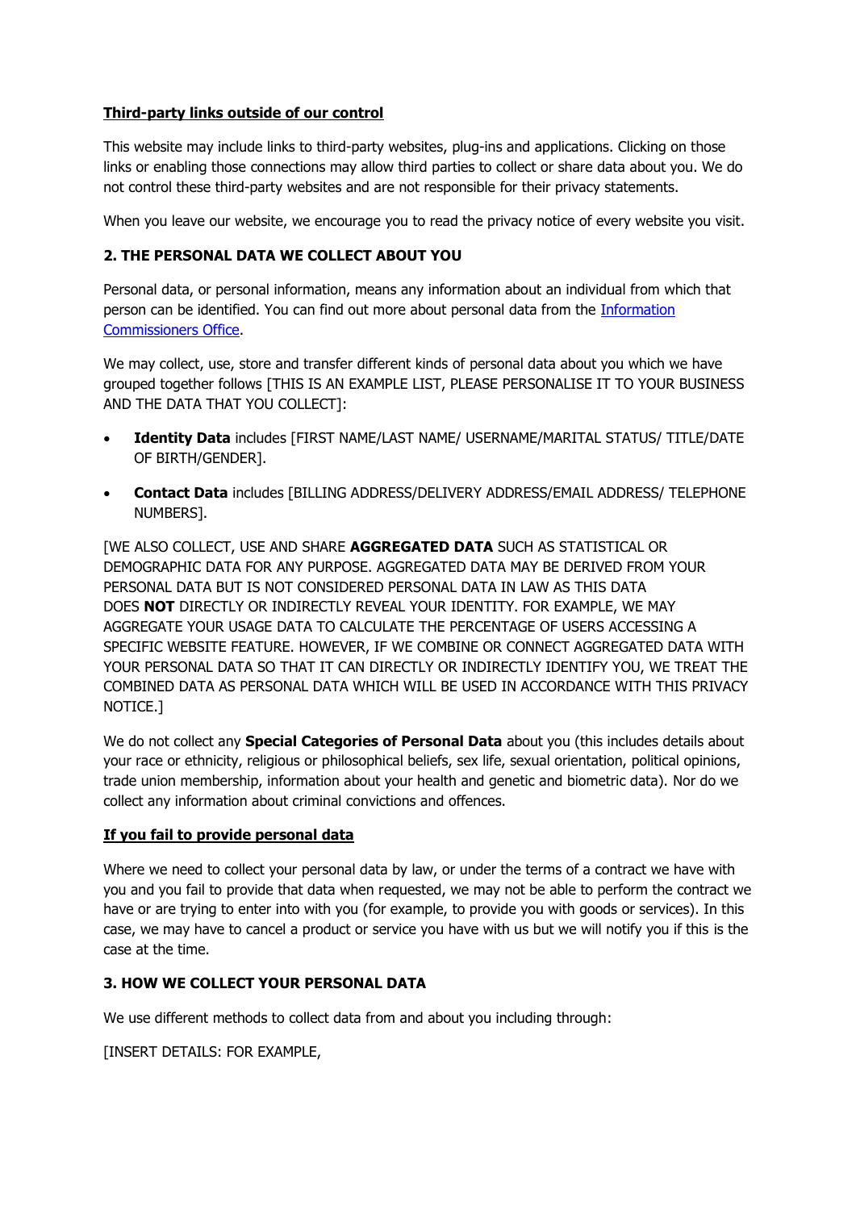**Third-party links outside of our control**

This website may include links to third-party websites, plug-ins and applications. Clicking on those links or enabling those connections may allow third parties to collect or share data about you. We do not control these third-party websites and are not responsible for their privacy statements.

When you leave our website, we encourage you to read the privacy notice of every website you visit.

## 2. THE PERSONAL DATA WE COLLECT ABOUT YOU

Personal data, or personal information, means any information about an individual from which that person can be identified. You can find out more about personal data from the [Information Commissioners Office](#).

We may collect, use, store and transfer different kinds of personal data about you which we have grouped together follows [THIS IS AN EXAMPLE LIST, PLEASE PERSONALISE IT TO YOUR BUSINESS AND THE DATA THAT YOU COLLECT]:

- **Identity Data** includes [FIRST NAME/LAST NAME/ USERNAME/MARITAL STATUS/ TITLE/DATE OF BIRTH/GENDER].
- **Contact Data** includes [BILLING ADDRESS/DELIVERY ADDRESS/EMAIL ADDRESS/ TELEPHONE NUMBERS].

[WE ALSO COLLECT, USE AND SHARE **AGGREGATED DATA** SUCH AS STATISTICAL OR DEMOGRAPHIC DATA FOR ANY PURPOSE. AGGREGATED DATA MAY BE DERIVED FROM YOUR PERSONAL DATA BUT IS NOT CONSIDERED PERSONAL DATA IN LAW AS THIS DATA DOES **NOT** DIRECTLY OR INDIRECTLY REVEAL YOUR IDENTITY. FOR EXAMPLE, WE MAY AGGREGATE YOUR USAGE DATA TO CALCULATE THE PERCENTAGE OF USERS ACCESSING A SPECIFIC WEBSITE FEATURE. HOWEVER, IF WE COMBINE OR CONNECT AGGREGATED DATA WITH YOUR PERSONAL DATA SO THAT IT CAN DIRECTLY OR INDIRECTLY IDENTIFY YOU, WE TREAT THE COMBINED DATA AS PERSONAL DATA WHICH WILL BE USED IN ACCORDANCE WITH THIS PRIVACY NOTICE.]

We do not collect any **Special Categories of Personal Data** about you (this includes details about your race or ethnicity, religious or philosophical beliefs, sex life, sexual orientation, political opinions, trade union membership, information about your health and genetic and biometric data). Nor do we collect any information about criminal convictions and offences.

**If you fail to provide personal data**

Where we need to collect your personal data by law, or under the terms of a contract we have with you and you fail to provide that data when requested, we may not be able to perform the contract we have or are trying to enter into with you (for example, to provide you with goods or services). In this case, we may have to cancel a product or service you have with us but we will notify you if this is the case at the time.

## 3. HOW WE COLLECT YOUR PERSONAL DATA

We use different methods to collect data from and about you including through:

[INSERT DETAILS: FOR EXAMPLE,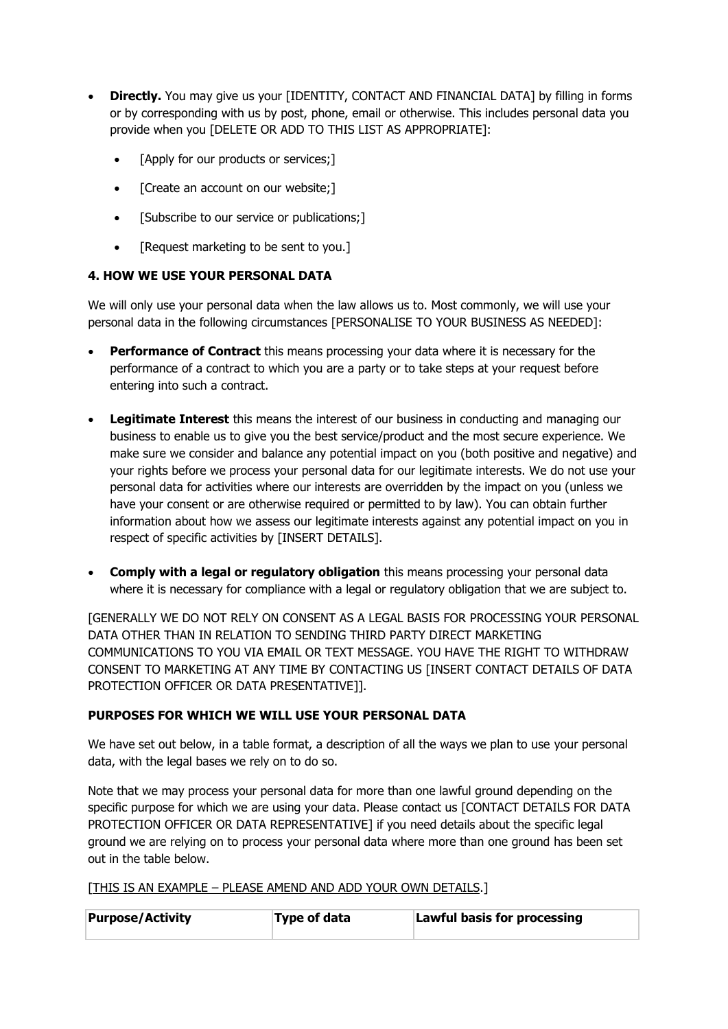- **Directly.** You may give us your [IDENTITY, CONTACT AND FINANCIAL DATA] by filling in forms or by corresponding with us by post, phone, email or otherwise. This includes personal data you provide when you [DELETE OR ADD TO THIS LIST AS APPROPRIATE]:
  - [Apply for our products or services;]
  - [Create an account on our website;]
  - [Subscribe to our service or publications;]
  - [Request marketing to be sent to you.]

### 4. HOW WE USE YOUR PERSONAL DATA

We will only use your personal data when the law allows us to. Most commonly, we will use your personal data in the following circumstances [PERSONALISE TO YOUR BUSINESS AS NEEDED]:

- **Performance of Contract** this means processing your data where it is necessary for the performance of a contract to which you are a party or to take steps at your request before entering into such a contract.
- **Legitimate Interest** this means the interest of our business in conducting and managing our business to enable us to give you the best service/product and the most secure experience. We make sure we consider and balance any potential impact on you (both positive and negative) and your rights before we process your personal data for our legitimate interests. We do not use your personal data for activities where our interests are overridden by the impact on you (unless we have your consent or are otherwise required or permitted to by law). You can obtain further information about how we assess our legitimate interests against any potential impact on you in respect of specific activities by [INSERT DETAILS].
- **Comply with a legal or regulatory obligation** this means processing your personal data where it is necessary for compliance with a legal or regulatory obligation that we are subject to.

[GENERALLY WE DO NOT RELY ON CONSENT AS A LEGAL BASIS FOR PROCESSING YOUR PERSONAL DATA OTHER THAN IN RELATION TO SENDING THIRD PARTY DIRECT MARKETING COMMUNICATIONS TO YOU VIA EMAIL OR TEXT MESSAGE. YOU HAVE THE RIGHT TO WITHDRAW CONSENT TO MARKETING AT ANY TIME BY CONTACTING US [INSERT CONTACT DETAILS OF DATA PROTECTION OFFICER OR DATA PRESENTATIVE]].

### PURPOSES FOR WHICH WE WILL USE YOUR PERSONAL DATA

We have set out below, in a table format, a description of all the ways we plan to use your personal data, with the legal bases we rely on to do so.

Note that we may process your personal data for more than one lawful ground depending on the specific purpose for which we are using your data. Please contact us [CONTACT DETAILS FOR DATA PROTECTION OFFICER OR DATA REPRESENTATIVE] if you need details about the specific legal ground we are relying on to process your personal data where more than one ground has been set out in the table below.

[THIS IS AN EXAMPLE – PLEASE AMEND AND ADD YOUR OWN DETAILS.]

| Purpose/Activity | Type of data | Lawful basis for processing |
| --- | --- | --- |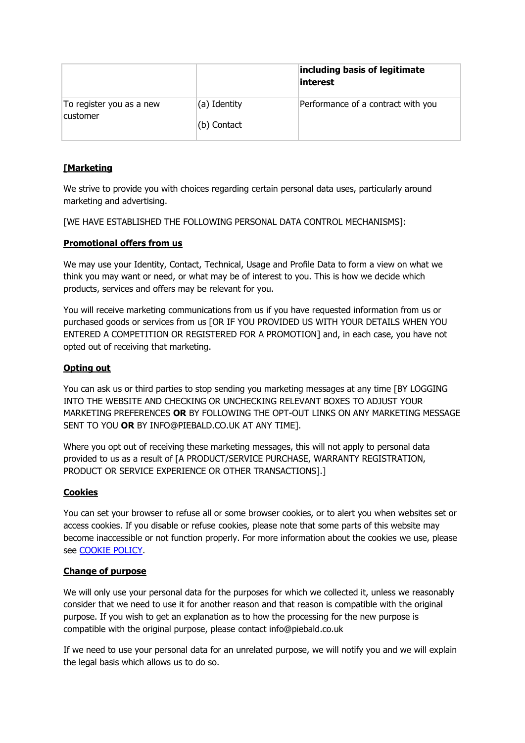| | | **including basis of legitimate interest** |
|---|---|---|
| To register you as a new customer | (a) Identity<br><br>(b) Contact | Performance of a contract with you |

**[Marketing**

We strive to provide you with choices regarding certain personal data uses, particularly around marketing and advertising.

[WE HAVE ESTABLISHED THE FOLLOWING PERSONAL DATA CONTROL MECHANISMS]:

**Promotional offers from us**

We may use your Identity, Contact, Technical, Usage and Profile Data to form a view on what we think you may want or need, or what may be of interest to you. This is how we decide which products, services and offers may be relevant for you.

You will receive marketing communications from us if you have requested information from us or purchased goods or services from us [OR IF YOU PROVIDED US WITH YOUR DETAILS WHEN YOU ENTERED A COMPETITION OR REGISTERED FOR A PROMOTION] and, in each case, you have not opted out of receiving that marketing.

**Opting out**

You can ask us or third parties to stop sending you marketing messages at any time [BY LOGGING INTO THE WEBSITE AND CHECKING OR UNCHECKING RELEVANT BOXES TO ADJUST YOUR MARKETING PREFERENCES **OR** BY FOLLOWING THE OPT-OUT LINKS ON ANY MARKETING MESSAGE SENT TO YOU **OR** BY INFO@PIEBALD.CO.UK AT ANY TIME].

Where you opt out of receiving these marketing messages, this will not apply to personal data provided to us as a result of [A PRODUCT/SERVICE PURCHASE, WARRANTY REGISTRATION, PRODUCT OR SERVICE EXPERIENCE OR OTHER TRANSACTIONS].]

**Cookies**

You can set your browser to refuse all or some browser cookies, or to alert you when websites set or access cookies. If you disable or refuse cookies, please note that some parts of this website may become inaccessible or not function properly. For more information about the cookies we use, please see COOKIE POLICY.

**Change of purpose**

We will only use your personal data for the purposes for which we collected it, unless we reasonably consider that we need to use it for another reason and that reason is compatible with the original purpose. If you wish to get an explanation as to how the processing for the new purpose is compatible with the original purpose, please contact info@piebald.co.uk

If we need to use your personal data for an unrelated purpose, we will notify you and we will explain the legal basis which allows us to do so.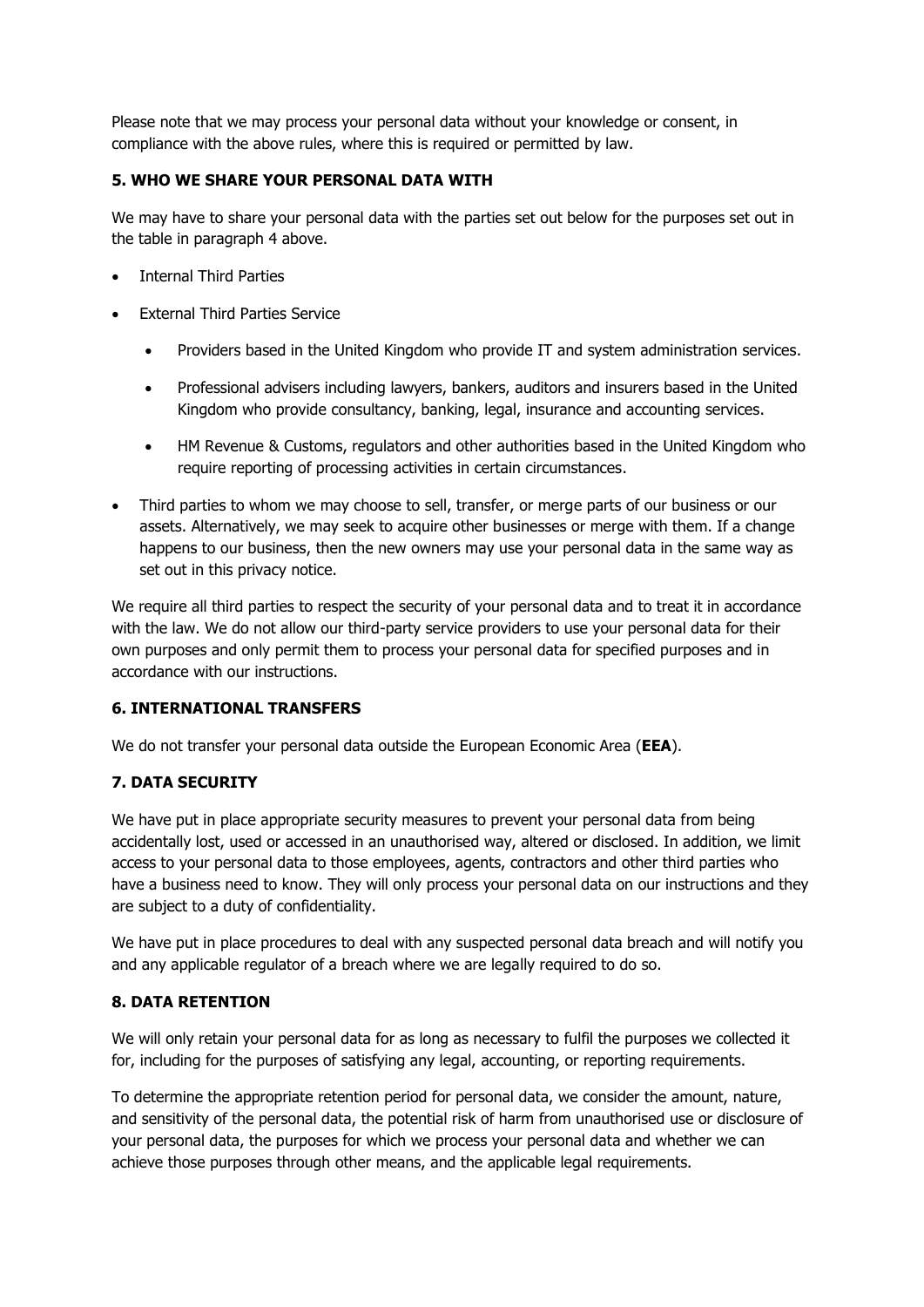Please note that we may process your personal data without your knowledge or consent, in compliance with the above rules, where this is required or permitted by law.

**5. WHO WE SHARE YOUR PERSONAL DATA WITH**

We may have to share your personal data with the parties set out below for the purposes set out in the table in paragraph 4 above.

- Internal Third Parties
- External Third Parties Service
  - Providers based in the United Kingdom who provide IT and system administration services.
  - Professional advisers including lawyers, bankers, auditors and insurers based in the United Kingdom who provide consultancy, banking, legal, insurance and accounting services.
  - HM Revenue & Customs, regulators and other authorities based in the United Kingdom who require reporting of processing activities in certain circumstances.
- Third parties to whom we may choose to sell, transfer, or merge parts of our business or our assets. Alternatively, we may seek to acquire other businesses or merge with them. If a change happens to our business, then the new owners may use your personal data in the same way as set out in this privacy notice.

We require all third parties to respect the security of your personal data and to treat it in accordance with the law. We do not allow our third-party service providers to use your personal data for their own purposes and only permit them to process your personal data for specified purposes and in accordance with our instructions.

**6. INTERNATIONAL TRANSFERS**

We do not transfer your personal data outside the European Economic Area (**EEA**).

**7. DATA SECURITY**

We have put in place appropriate security measures to prevent your personal data from being accidentally lost, used or accessed in an unauthorised way, altered or disclosed. In addition, we limit access to your personal data to those employees, agents, contractors and other third parties who have a business need to know. They will only process your personal data on our instructions and they are subject to a duty of confidentiality.

We have put in place procedures to deal with any suspected personal data breach and will notify you and any applicable regulator of a breach where we are legally required to do so.

**8. DATA RETENTION**

We will only retain your personal data for as long as necessary to fulfil the purposes we collected it for, including for the purposes of satisfying any legal, accounting, or reporting requirements.

To determine the appropriate retention period for personal data, we consider the amount, nature, and sensitivity of the personal data, the potential risk of harm from unauthorised use or disclosure of your personal data, the purposes for which we process your personal data and whether we can achieve those purposes through other means, and the applicable legal requirements.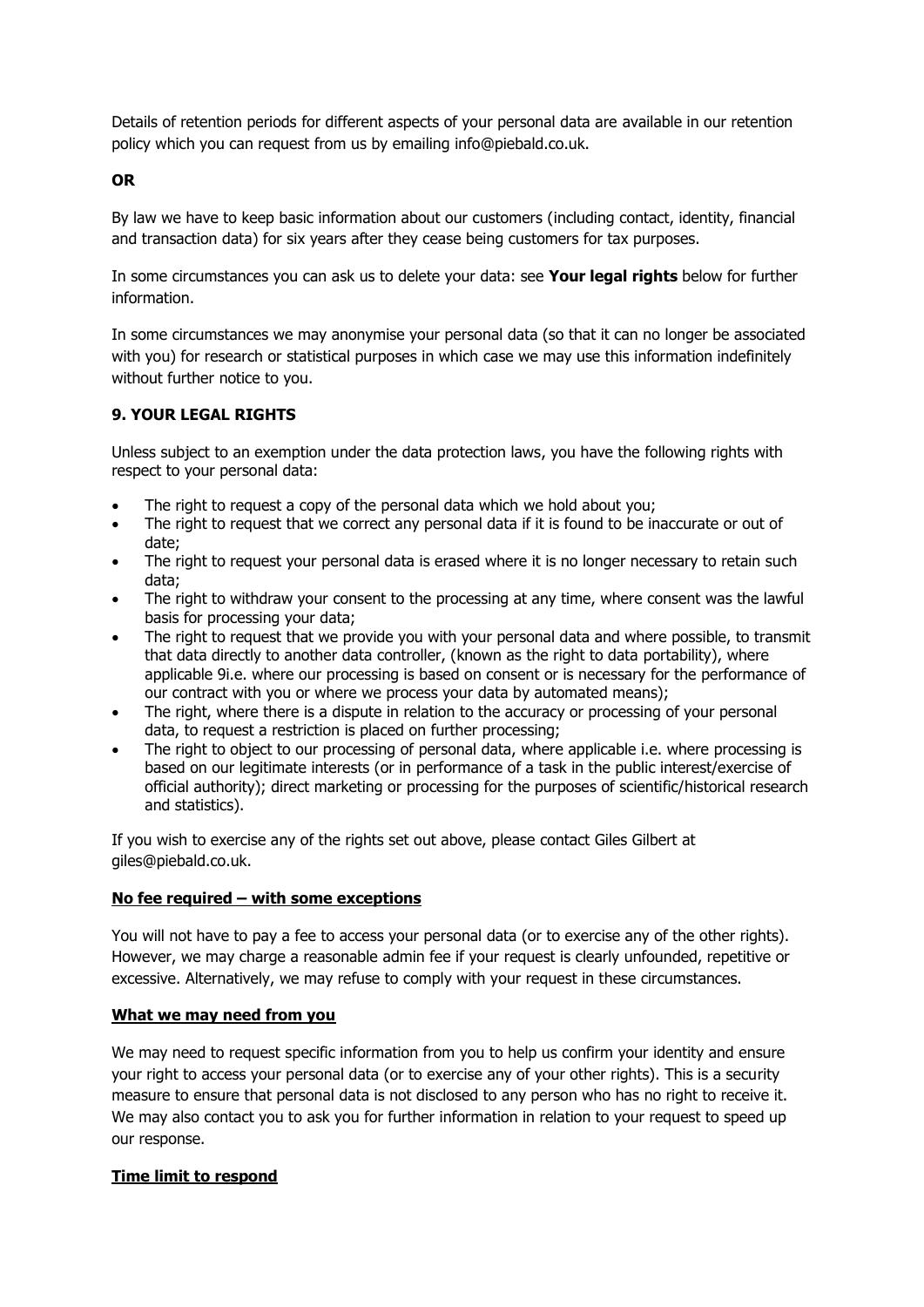Details of retention periods for different aspects of your personal data are available in our retention policy which you can request from us by emailing info@piebald.co.uk.

**OR**

By law we have to keep basic information about our customers (including contact, identity, financial and transaction data) for six years after they cease being customers for tax purposes.

In some circumstances you can ask us to delete your data: see **Your legal rights** below for further information.

In some circumstances we may anonymise your personal data (so that it can no longer be associated with you) for research or statistical purposes in which case we may use this information indefinitely without further notice to you.

## 9. YOUR LEGAL RIGHTS

Unless subject to an exemption under the data protection laws, you have the following rights with respect to your personal data:

- The right to request a copy of the personal data which we hold about you;
- The right to request that we correct any personal data if it is found to be inaccurate or out of date;
- The right to request your personal data is erased where it is no longer necessary to retain such data;
- The right to withdraw your consent to the processing at any time, where consent was the lawful basis for processing your data;
- The right to request that we provide you with your personal data and where possible, to transmit that data directly to another data controller, (known as the right to data portability), where applicable 9i.e. where our processing is based on consent or is necessary for the performance of our contract with you or where we process your data by automated means);
- The right, where there is a dispute in relation to the accuracy or processing of your personal data, to request a restriction is placed on further processing;
- The right to object to our processing of personal data, where applicable i.e. where processing is based on our legitimate interests (or in performance of a task in the public interest/exercise of official authority); direct marketing or processing for the purposes of scientific/historical research and statistics).

If you wish to exercise any of the rights set out above, please contact Giles Gilbert at giles@piebald.co.uk.

### <u>No fee required – with some exceptions</u>

You will not have to pay a fee to access your personal data (or to exercise any of the other rights). However, we may charge a reasonable admin fee if your request is clearly unfounded, repetitive or excessive. Alternatively, we may refuse to comply with your request in these circumstances.

### <u>What we may need from you</u>

We may need to request specific information from you to help us confirm your identity and ensure your right to access your personal data (or to exercise any of your other rights). This is a security measure to ensure that personal data is not disclosed to any person who has no right to receive it. We may also contact you to ask you for further information in relation to your request to speed up our response.

### <u>Time limit to respond</u>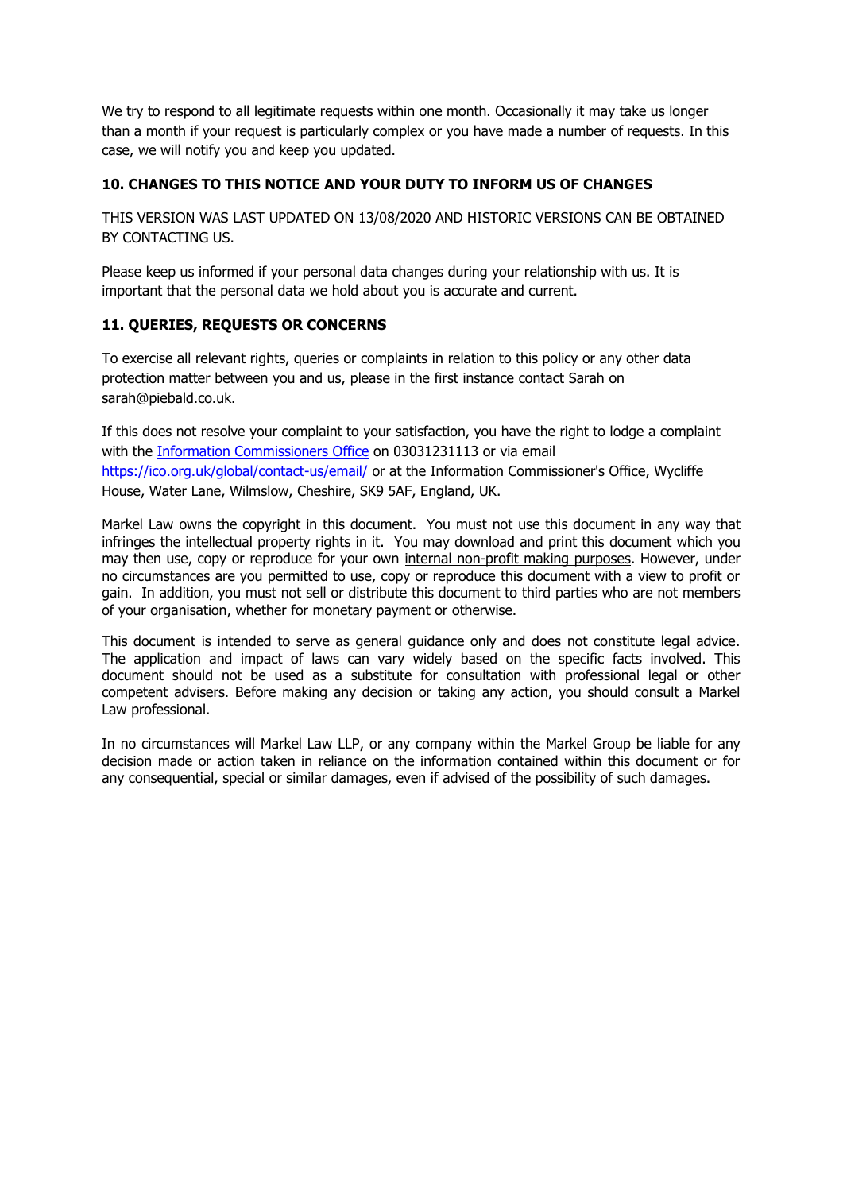We try to respond to all legitimate requests within one month. Occasionally it may take us longer than a month if your request is particularly complex or you have made a number of requests. In this case, we will notify you and keep you updated.

## 10. CHANGES TO THIS NOTICE AND YOUR DUTY TO INFORM US OF CHANGES

THIS VERSION WAS LAST UPDATED ON 13/08/2020 AND HISTORIC VERSIONS CAN BE OBTAINED BY CONTACTING US.

Please keep us informed if your personal data changes during your relationship with us. It is important that the personal data we hold about you is accurate and current.

## 11. QUERIES, REQUESTS OR CONCERNS

To exercise all relevant rights, queries or complaints in relation to this policy or any other data protection matter between you and us, please in the first instance contact Sarah on sarah@piebald.co.uk.

If this does not resolve your complaint to your satisfaction, you have the right to lodge a complaint with the [Information Commissioners Office](https://ico.org.uk) on 03031231113 or via email https://ico.org.uk/global/contact-us/email/ or at the Information Commissioner's Office, Wycliffe House, Water Lane, Wilmslow, Cheshire, SK9 5AF, England, UK.

Markel Law owns the copyright in this document. You must not use this document in any way that infringes the intellectual property rights in it. You may download and print this document which you may then use, copy or reproduce for your own internal non-profit making purposes. However, under no circumstances are you permitted to use, copy or reproduce this document with a view to profit or gain. In addition, you must not sell or distribute this document to third parties who are not members of your organisation, whether for monetary payment or otherwise.

This document is intended to serve as general guidance only and does not constitute legal advice. The application and impact of laws can vary widely based on the specific facts involved. This document should not be used as a substitute for consultation with professional legal or other competent advisers. Before making any decision or taking any action, you should consult a Markel Law professional.

In no circumstances will Markel Law LLP, or any company within the Markel Group be liable for any decision made or action taken in reliance on the information contained within this document or for any consequential, special or similar damages, even if advised of the possibility of such damages.